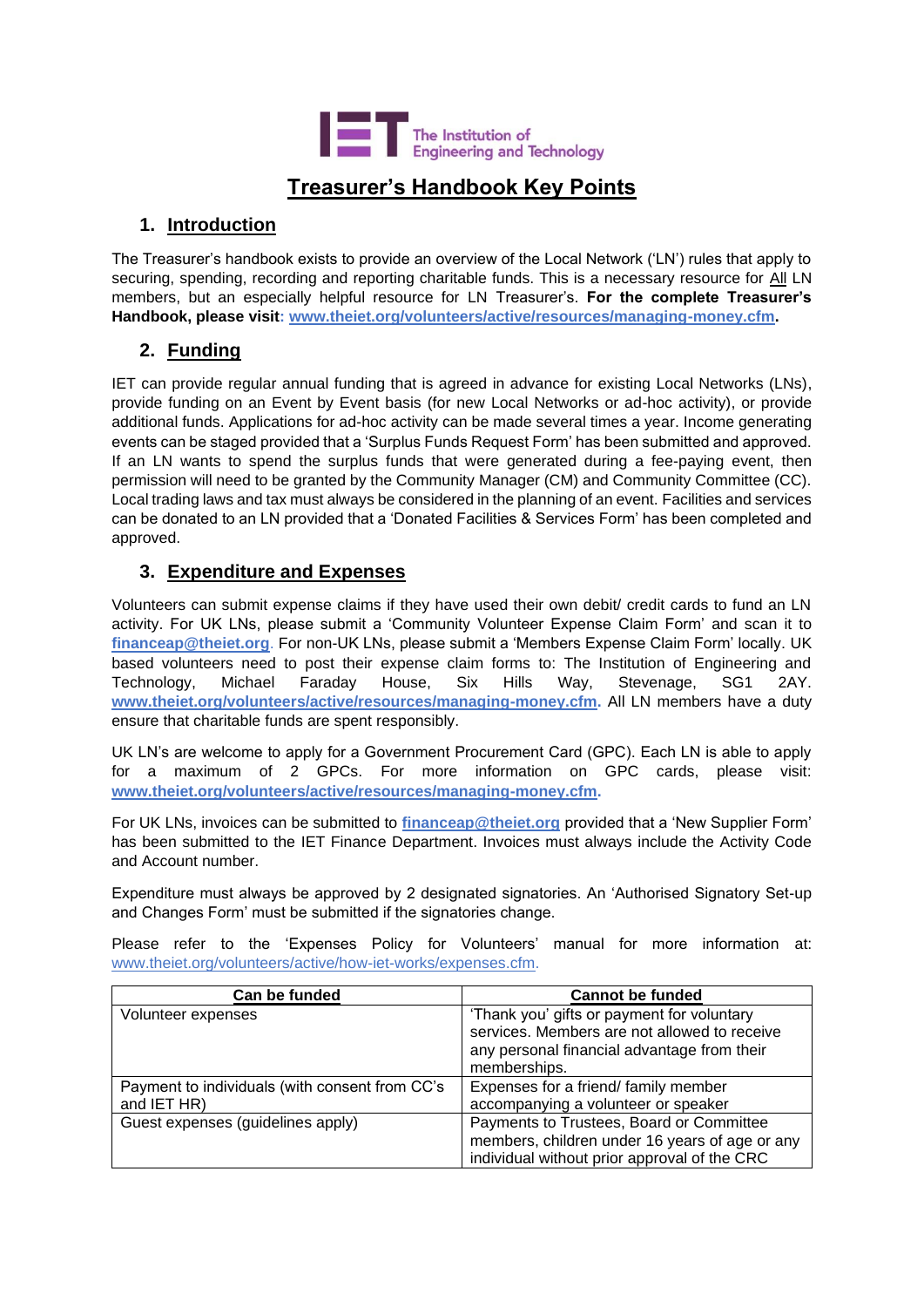# Treasurer's Handbook Key Points

## 1. Introduction

The Treasurer's handbook exists to provide an overview of the Local Network ('LN') rules that apply to securing, spending, recording and reporting charitable funds. This is a necessary resource for All LN members, but an especially helpful resource for LN Treasurer's. **For the complete Treasurer's Handbook, please visit: www.theiet.org/volunteers/active/resources/managing-money.cfm.**

## 2. Funding

IET can provide regular annual funding that is agreed in advance for existing Local Networks (LNs), provide funding on an Event by Event basis (for new Local Networks or ad-hoc activity), or provide additional funds. Applications for ad-hoc activity can be made several times a year. Income generating events can be staged provided that a 'Surplus Funds Request Form' has been submitted and approved. If an LN wants to spend the surplus funds that were generated during a fee-paying event, then permission will need to be granted by the Community Manager (CM) and Community Committee (CC). Local trading laws and tax must always be considered in the planning of an event. Facilities and services can be donated to an LN provided that a 'Donated Facilities & Services Form' has been completed and approved.

## 3. Expenditure and Expenses

Volunteers can submit expense claims if they have used their own debit/ credit cards to fund an LN activity. For UK LNs, please submit a 'Community Volunteer Expense Claim Form' and scan it to **financeap@theiet.org**. For non-UK LNs, please submit a 'Members Expense Claim Form' locally. UK based volunteers need to post their expense claim forms to: The Institution of Engineering and Technology, Michael Faraday House, Six Hills Way, Stevenage, SG1 2AY. **www.theiet.org/volunteers/active/resources/managing-money.cfm.** All LN members have a duty ensure that charitable funds are spent responsibly.

UK LN's are welcome to apply for a Government Procurement Card (GPC). Each LN is able to apply for a maximum of 2 GPCs. For more information on GPC cards, please visit: **www.theiet.org/volunteers/active/resources/managing-money.cfm.**

For UK LNs, invoices can be submitted to **financeap@theiet.org** provided that a 'New Supplier Form' has been submitted to the IET Finance Department. Invoices must always include the Activity Code and Account number.

Expenditure must always be approved by 2 designated signatories. An 'Authorised Signatory Set-up and Changes Form' must be submitted if the signatories change.

Please refer to the 'Expenses Policy for Volunteers' manual for more information at: www.theiet.org/volunteers/active/how-iet-works/expenses.cfm.

| Can be funded | Cannot be funded |
|---|---|
| Volunteer expenses | 'Thank you' gifts or payment for voluntary services. Members are not allowed to receive any personal financial advantage from their memberships. |
| Payment to individuals (with consent from CC's and IET HR) | Expenses for a friend/ family member accompanying a volunteer or speaker |
| Guest expenses (guidelines apply) | Payments to Trustees, Board or Committee members, children under 16 years of age or any individual without prior approval of the CRC |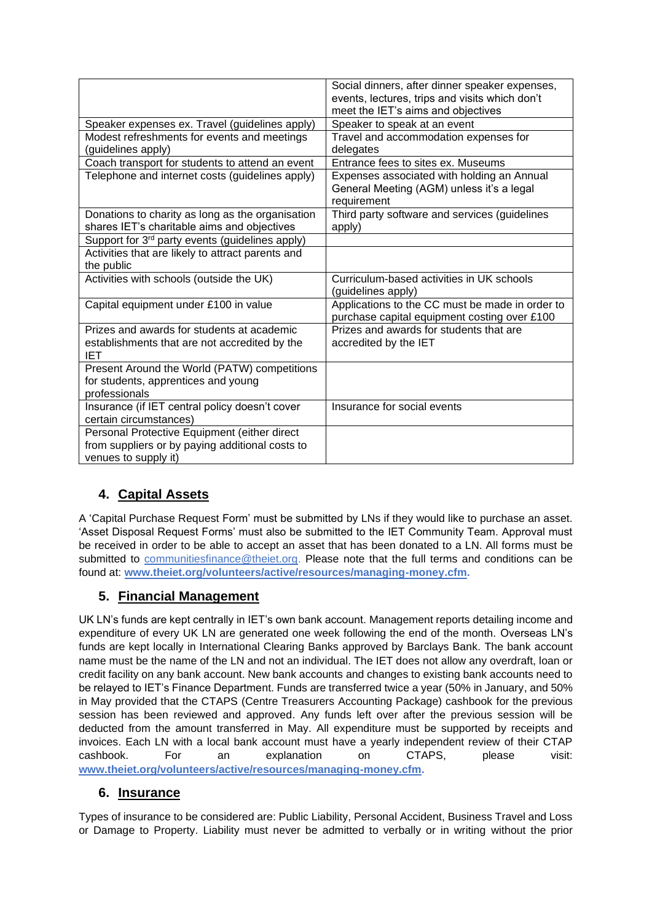| | |
|---|---|
| | Social dinners, after dinner speaker expenses, events, lectures, trips and visits which don't meet the IET's aims and objectives |
| Speaker expenses ex. Travel (guidelines apply) | Speaker to speak at an event |
| Modest refreshments for events and meetings (guidelines apply) | Travel and accommodation expenses for delegates |
| Coach transport for students to attend an event | Entrance fees to sites ex. Museums |
| Telephone and internet costs (guidelines apply) | Expenses associated with holding an Annual General Meeting (AGM) unless it's a legal requirement |
| Donations to charity as long as the organisation shares IET's charitable aims and objectives | Third party software and services (guidelines apply) |
| Support for 3rd party events (guidelines apply) | |
| Activities that are likely to attract parents and the public | |
| Activities with schools (outside the UK) | Curriculum-based activities in UK schools (guidelines apply) |
| Capital equipment under £100 in value | Applications to the CC must be made in order to purchase capital equipment costing over £100 |
| Prizes and awards for students at academic establishments that are not accredited by the IET | Prizes and awards for students that are accredited by the IET |
| Present Around the World (PATW) competitions for students, apprentices and young professionals | |
| Insurance (if IET central policy doesn't cover certain circumstances) | Insurance for social events |
| Personal Protective Equipment (either direct from suppliers or by paying additional costs to venues to supply it) | |

## 4. Capital Assets

A 'Capital Purchase Request Form' must be submitted by LNs if they would like to purchase an asset. 'Asset Disposal Request Forms' must also be submitted to the IET Community Team. Approval must be received in order to be able to accept an asset that has been donated to a LN. All forms must be submitted to communitiesfinance@theiet.org. Please note that the full terms and conditions can be found at: **www.theiet.org/volunteers/active/resources/managing-money.cfm.**

## 5. Financial Management

UK LN's funds are kept centrally in IET's own bank account. Management reports detailing income and expenditure of every UK LN are generated one week following the end of the month. Overseas LN's funds are kept locally in International Clearing Banks approved by Barclays Bank. The bank account name must be the name of the LN and not an individual. The IET does not allow any overdraft, loan or credit facility on any bank account. New bank accounts and changes to existing bank accounts need to be relayed to IET's Finance Department. Funds are transferred twice a year (50% in January, and 50% in May provided that the CTAPS (Centre Treasurers Accounting Package) cashbook for the previous session has been reviewed and approved. Any funds left over after the previous session will be deducted from the amount transferred in May. All expenditure must be supported by receipts and invoices. Each LN with a local bank account must have a yearly independent review of their CTAP cashbook. For an explanation on CTAPS, please visit: **www.theiet.org/volunteers/active/resources/managing-money.cfm.**

## 6. Insurance

Types of insurance to be considered are: Public Liability, Personal Accident, Business Travel and Loss or Damage to Property. Liability must never be admitted to verbally or in writing without the prior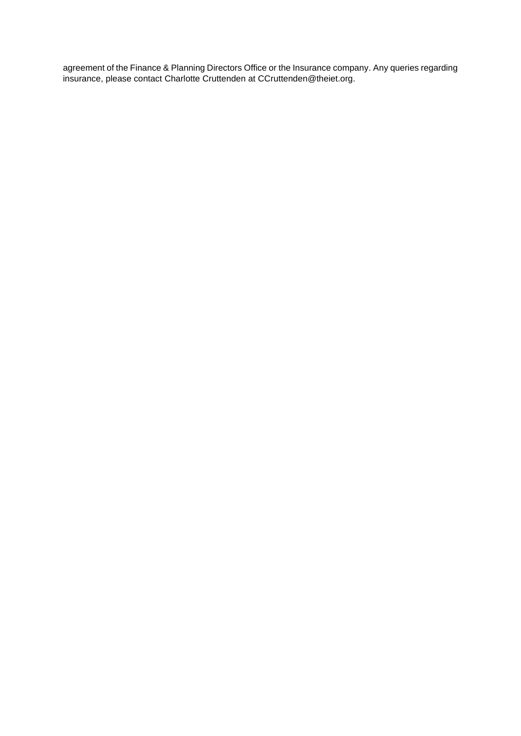agreement of the Finance & Planning Directors Office or the Insurance company. Any queries regarding insurance, please contact Charlotte Cruttenden at CCruttenden@theiet.org.